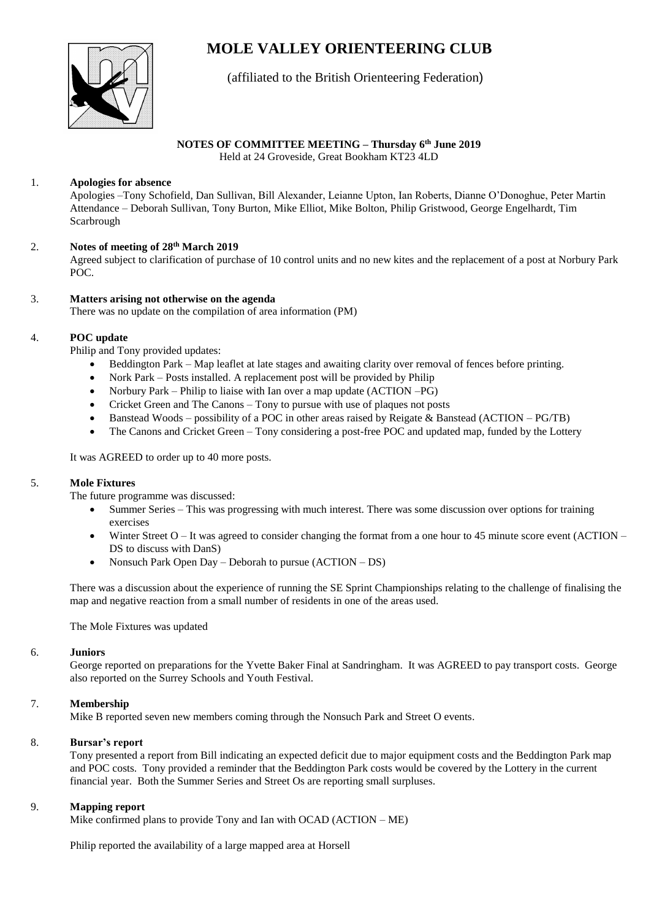# MOLE VALLEY ORIENTEERING CLUB

(affiliated to the British Orienteering Federation)

**NOTES OF COMMITTEE MEETING – Thursday 6th June 2019**
Held at 24 Groveside, Great Bookham KT23 4LD

1. **Apologies for absence**

   Apologies –Tony Schofield, Dan Sullivan, Bill Alexander, Leianne Upton, Ian Roberts, Dianne O'Donoghue, Peter Martin
   Attendance – Deborah Sullivan, Tony Burton, Mike Elliot, Mike Bolton, Philip Gristwood, George Engelhardt, Tim Scarbrough

2. **Notes of meeting of 28th March 2019**

   Agreed subject to clarification of purchase of 10 control units and no new kites and the replacement of a post at Norbury Park POC.

3. **Matters arising not otherwise on the agenda**

   There was no update on the compilation of area information (PM)

4. **POC update**

   Philip and Tony provided updates:
   - Beddington Park – Map leaflet at late stages and awaiting clarity over removal of fences before printing.
   - Nork Park – Posts installed. A replacement post will be provided by Philip
   - Norbury Park – Philip to liaise with Ian over a map update (ACTION –PG)
   - Cricket Green and The Canons – Tony to pursue with use of plaques not posts
   - Banstead Woods – possibility of a POC in other areas raised by Reigate & Banstead (ACTION – PG/TB)
   - The Canons and Cricket Green – Tony considering a post-free POC and updated map, funded by the Lottery

   It was AGREED to order up to 40 more posts.

5. **Mole Fixtures**

   The future programme was discussed:
   - Summer Series – This was progressing with much interest. There was some discussion over options for training exercises
   - Winter Street O – It was agreed to consider changing the format from a one hour to 45 minute score event (ACTION – DS to discuss with DanS)
   - Nonsuch Park Open Day – Deborah to pursue (ACTION – DS)

   There was a discussion about the experience of running the SE Sprint Championships relating to the challenge of finalising the map and negative reaction from a small number of residents in one of the areas used.

   The Mole Fixtures was updated

6. **Juniors**

   George reported on preparations for the Yvette Baker Final at Sandringham. It was AGREED to pay transport costs. George also reported on the Surrey Schools and Youth Festival.

7. **Membership**

   Mike B reported seven new members coming through the Nonsuch Park and Street O events.

8. **Bursar's report**

   Tony presented a report from Bill indicating an expected deficit due to major equipment costs and the Beddington Park map and POC costs. Tony provided a reminder that the Beddington Park costs would be covered by the Lottery in the current financial year. Both the Summer Series and Street Os are reporting small surpluses.

9. **Mapping report**

   Mike confirmed plans to provide Tony and Ian with OCAD (ACTION – ME)

   Philip reported the availability of a large mapped area at Horsell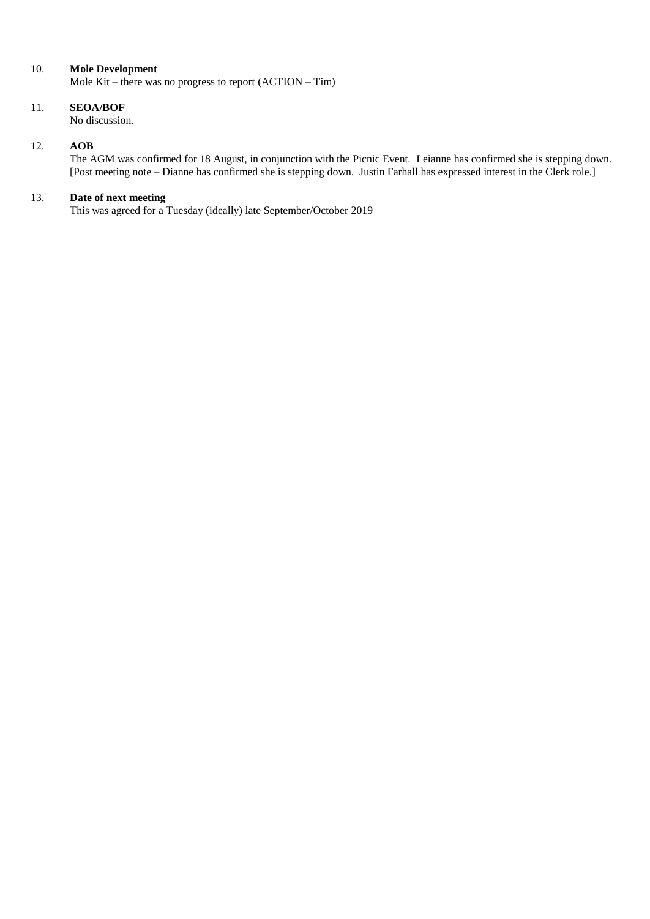10. **Mole Development**

    Mole Kit – there was no progress to report (ACTION – Tim)

11. **SEOA/BOF**

    No discussion.

12. **AOB**

    The AGM was confirmed for 18 August, in conjunction with the Picnic Event. Leianne has confirmed she is stepping down. [Post meeting note – Dianne has confirmed she is stepping down. Justin Farhall has expressed interest in the Clerk role.]

13. **Date of next meeting**

    This was agreed for a Tuesday (ideally) late September/October 2019